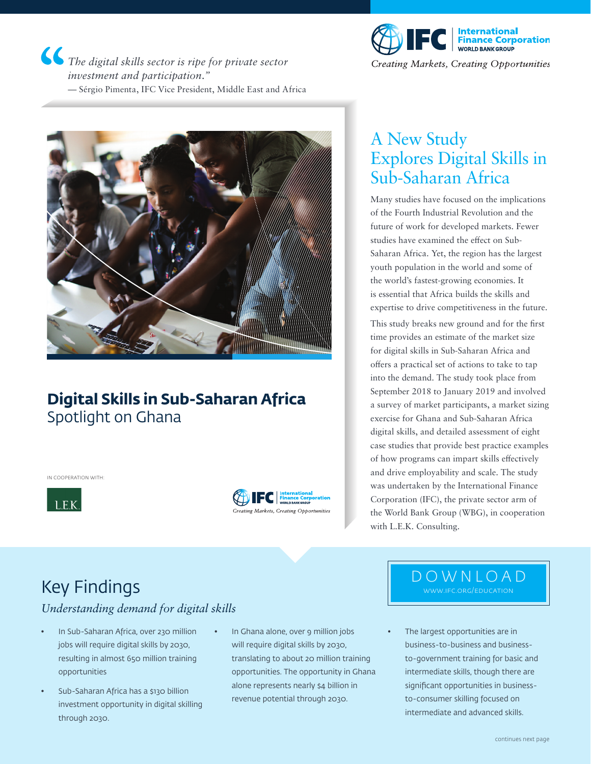> "The digital skills sector is ripe for private sector investment and participation."
> — Sérgio Pimenta, IFC Vice President, Middle East and Africa

IFC International Finance Corporation WORLD BANK GROUP

*Creating Markets, Creating Opportunities*

**Digital Skills in Sub-Saharan Africa**
Spotlight on Ghana

IN COOPERATION WITH:

L.E.K.

IFC International Finance Corporation WORLD BANK GROUP *Creating Markets, Creating Opportunities*

# A New Study Explores Digital Skills in Sub-Saharan Africa

Many studies have focused on the implications of the Fourth Industrial Revolution and the future of work for developed markets. Fewer studies have examined the effect on Sub-Saharan Africa. Yet, the region has the largest youth population in the world and some of the world's fastest-growing economies. It is essential that Africa builds the skills and expertise to drive competitiveness in the future.

This study breaks new ground and for the first time provides an estimate of the market size for digital skills in Sub-Saharan Africa and offers a practical set of actions to take to tap into the demand. The study took place from September 2018 to January 2019 and involved a survey of market participants, a market sizing exercise for Ghana and Sub-Saharan Africa digital skills, and detailed assessment of eight case studies that provide best practice examples of how programs can impart skills effectively and drive employability and scale. The study was undertaken by the International Finance Corporation (IFC), the private sector arm of the World Bank Group (WBG), in cooperation with L.E.K. Consulting.

## Key Findings

*Understanding demand for digital skills*

- In Sub-Saharan Africa, over 230 million jobs will require digital skills by 2030, resulting in almost 650 million training opportunities
- Sub-Saharan Africa has a $130 billion investment opportunity in digital skilling through 2030.
- In Ghana alone, over 9 million jobs will require digital skills by 2030, translating to about 20 million training opportunities. The opportunity in Ghana alone represents nearly $4 billion in revenue potential through 2030.
- The largest opportunities are in business-to-business and business-to-government training for basic and intermediate skills, though there are significant opportunities in business-to-consumer skilling focused on intermediate and advanced skills.

DOWNLOAD
WWW.IFC.ORG/EDUCATION

continues next page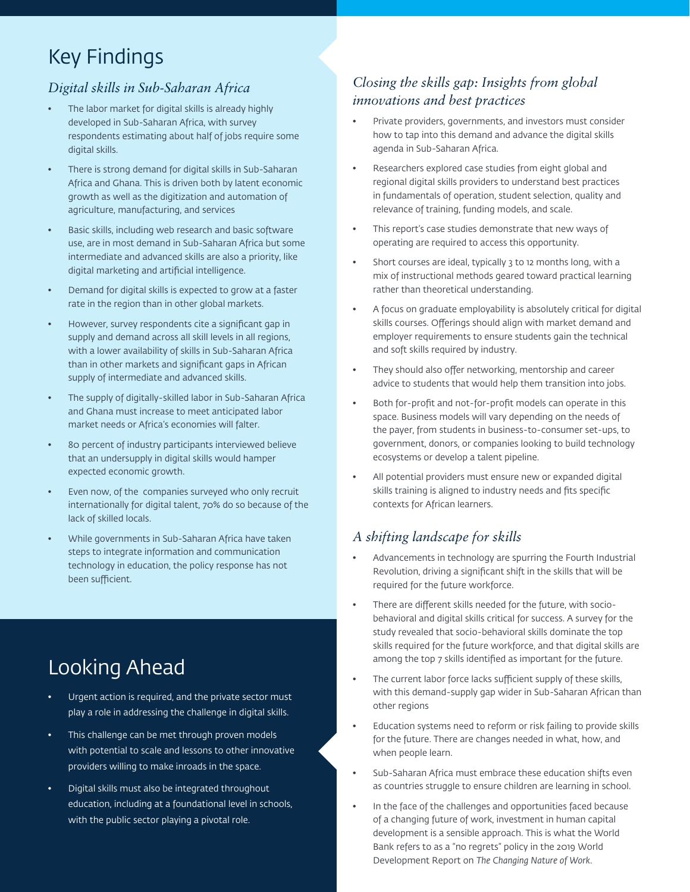# Key Findings

## *Digital skills in Sub-Saharan Africa*

- The labor market for digital skills is already highly developed in Sub-Saharan Africa, with survey respondents estimating about half of jobs require some digital skills.
- There is strong demand for digital skills in Sub-Saharan Africa and Ghana. This is driven both by latent economic growth as well as the digitization and automation of agriculture, manufacturing, and services
- Basic skills, including web research and basic software use, are in most demand in Sub-Saharan Africa but some intermediate and advanced skills are also a priority, like digital marketing and artificial intelligence.
- Demand for digital skills is expected to grow at a faster rate in the region than in other global markets.
- However, survey respondents cite a significant gap in supply and demand across all skill levels in all regions, with a lower availability of skills in Sub-Saharan Africa than in other markets and significant gaps in African supply of intermediate and advanced skills.
- The supply of digitally-skilled labor in Sub-Saharan Africa and Ghana must increase to meet anticipated labor market needs or Africa's economies will falter.
- 80 percent of industry participants interviewed believe that an undersupply in digital skills would hamper expected economic growth.
- Even now, of the companies surveyed who only recruit internationally for digital talent, 70% do so because of the lack of skilled locals.
- While governments in Sub-Saharan Africa have taken steps to integrate information and communication technology in education, the policy response has not been sufficient.

# Looking Ahead

- Urgent action is required, and the private sector must play a role in addressing the challenge in digital skills.
- This challenge can be met through proven models with potential to scale and lessons to other innovative providers willing to make inroads in the space.
- Digital skills must also be integrated throughout education, including at a foundational level in schools, with the public sector playing a pivotal role.

## *Closing the skills gap: Insights from global innovations and best practices*

- Private providers, governments, and investors must consider how to tap into this demand and advance the digital skills agenda in Sub-Saharan Africa.
- Researchers explored case studies from eight global and regional digital skills providers to understand best practices in fundamentals of operation, student selection, quality and relevance of training, funding models, and scale.
- This report's case studies demonstrate that new ways of operating are required to access this opportunity.
- Short courses are ideal, typically 3 to 12 months long, with a mix of instructional methods geared toward practical learning rather than theoretical understanding.
- A focus on graduate employability is absolutely critical for digital skills courses. Offerings should align with market demand and employer requirements to ensure students gain the technical and soft skills required by industry.
- They should also offer networking, mentorship and career advice to students that would help them transition into jobs.
- Both for-profit and not-for-profit models can operate in this space. Business models will vary depending on the needs of the payer, from students in business-to-consumer set-ups, to government, donors, or companies looking to build technology ecosystems or develop a talent pipeline.
- All potential providers must ensure new or expanded digital skills training is aligned to industry needs and fits specific contexts for African learners.

## *A shifting landscape for skills*

- Advancements in technology are spurring the Fourth Industrial Revolution, driving a significant shift in the skills that will be required for the future workforce.
- There are different skills needed for the future, with socio-behavioral and digital skills critical for success. A survey for the study revealed that socio-behavioral skills dominate the top skills required for the future workforce, and that digital skills are among the top 7 skills identified as important for the future.
- The current labor force lacks sufficient supply of these skills, with this demand-supply gap wider in Sub-Saharan African than other regions
- Education systems need to reform or risk failing to provide skills for the future. There are changes needed in what, how, and when people learn.
- Sub-Saharan Africa must embrace these education shifts even as countries struggle to ensure children are learning in school.
- In the face of the challenges and opportunities faced because of a changing future of work, investment in human capital development is a sensible approach. This is what the World Bank refers to as a "no regrets" policy in the 2019 World Development Report on *The Changing Nature of Work*.